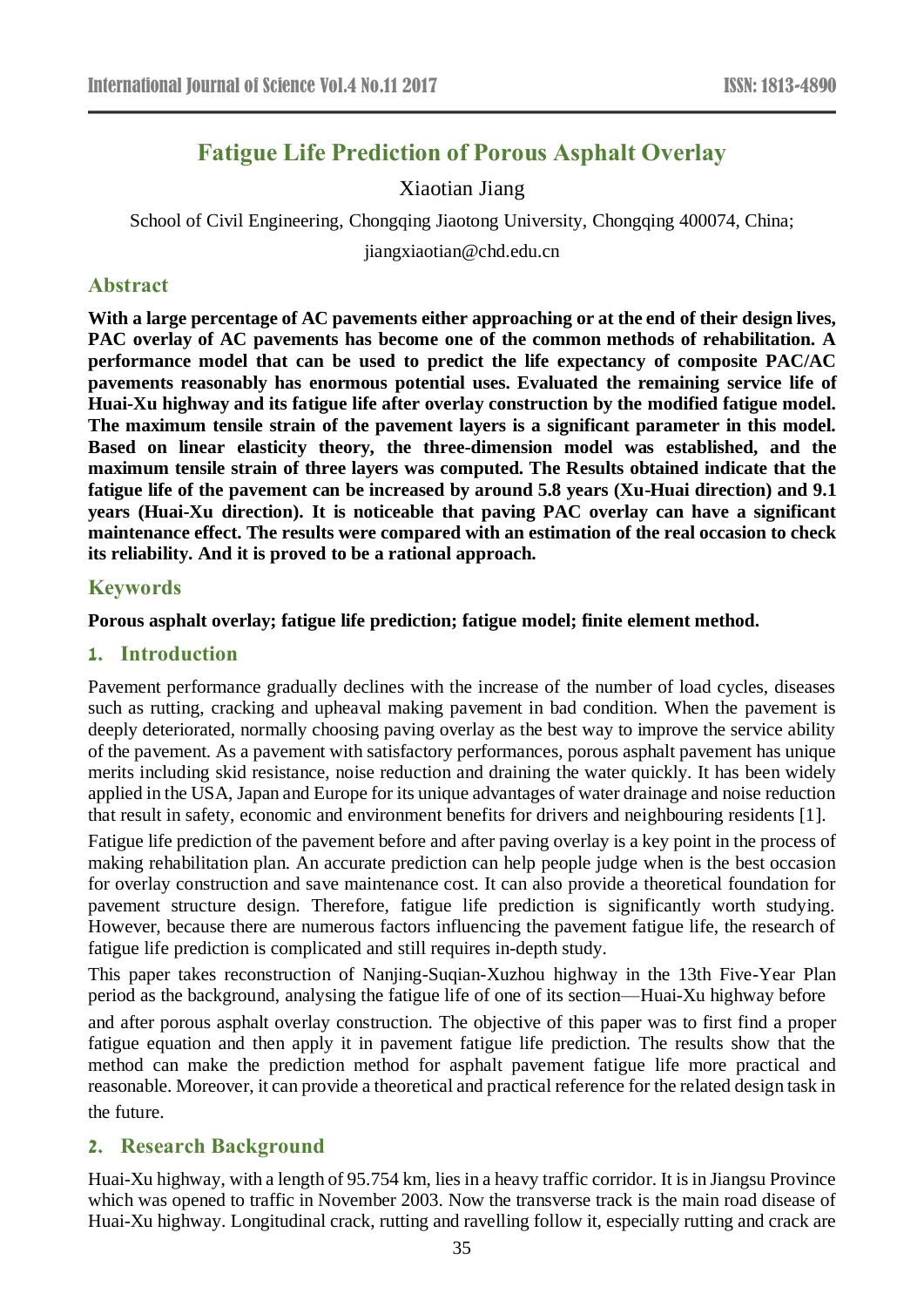# Fatigue Life Prediction of Porous Asphalt Overlay

Xiaotian Jiang

School of Civil Engineering, Chongqing Jiaotong University, Chongqing 400074, China;

jiangxiaotian@chd.edu.cn

## Abstract

**With a large percentage of AC pavements either approaching or at the end of their design lives, PAC overlay of AC pavements has become one of the common methods of rehabilitation. A performance model that can be used to predict the life expectancy of composite PAC/AC pavements reasonably has enormous potential uses. Evaluated the remaining service life of Huai-Xu highway and its fatigue life after overlay construction by the modified fatigue model. The maximum tensile strain of the pavement layers is a significant parameter in this model. Based on linear elasticity theory, the three-dimension model was established, and the maximum tensile strain of three layers was computed. The Results obtained indicate that the fatigue life of the pavement can be increased by around 5.8 years (Xu-Huai direction) and 9.1 years (Huai-Xu direction). It is noticeable that paving PAC overlay can have a significant maintenance effect. The results were compared with an estimation of the real occasion to check its reliability. And it is proved to be a rational approach.**

## Keywords

**Porous asphalt overlay; fatigue life prediction; fatigue model; finite element method.**

## 1. Introduction

Pavement performance gradually declines with the increase of the number of load cycles, diseases such as rutting, cracking and upheaval making pavement in bad condition. When the pavement is deeply deteriorated, normally choosing paving overlay as the best way to improve the service ability of the pavement. As a pavement with satisfactory performances, porous asphalt pavement has unique merits including skid resistance, noise reduction and draining the water quickly. It has been widely applied in the USA, Japan and Europe for its unique advantages of water drainage and noise reduction that result in safety, economic and environment benefits for drivers and neighbouring residents [1].

Fatigue life prediction of the pavement before and after paving overlay is a key point in the process of making rehabilitation plan. An accurate prediction can help people judge when is the best occasion for overlay construction and save maintenance cost. It can also provide a theoretical foundation for pavement structure design. Therefore, fatigue life prediction is significantly worth studying. However, because there are numerous factors influencing the pavement fatigue life, the research of fatigue life prediction is complicated and still requires in-depth study.

This paper takes reconstruction of Nanjing-Suqian-Xuzhou highway in the 13th Five-Year Plan period as the background, analysing the fatigue life of one of its section—Huai-Xu highway before and after porous asphalt overlay construction. The objective of this paper was to first find a proper fatigue equation and then apply it in pavement fatigue life prediction. The results show that the method can make the prediction method for asphalt pavement fatigue life more practical and reasonable. Moreover, it can provide a theoretical and practical reference for the related design task in the future.

## 2. Research Background

Huai-Xu highway, with a length of 95.754 km, lies in a heavy traffic corridor. It is in Jiangsu Province which was opened to traffic in November 2003. Now the transverse track is the main road disease of Huai-Xu highway. Longitudinal crack, rutting and ravelling follow it, especially rutting and crack are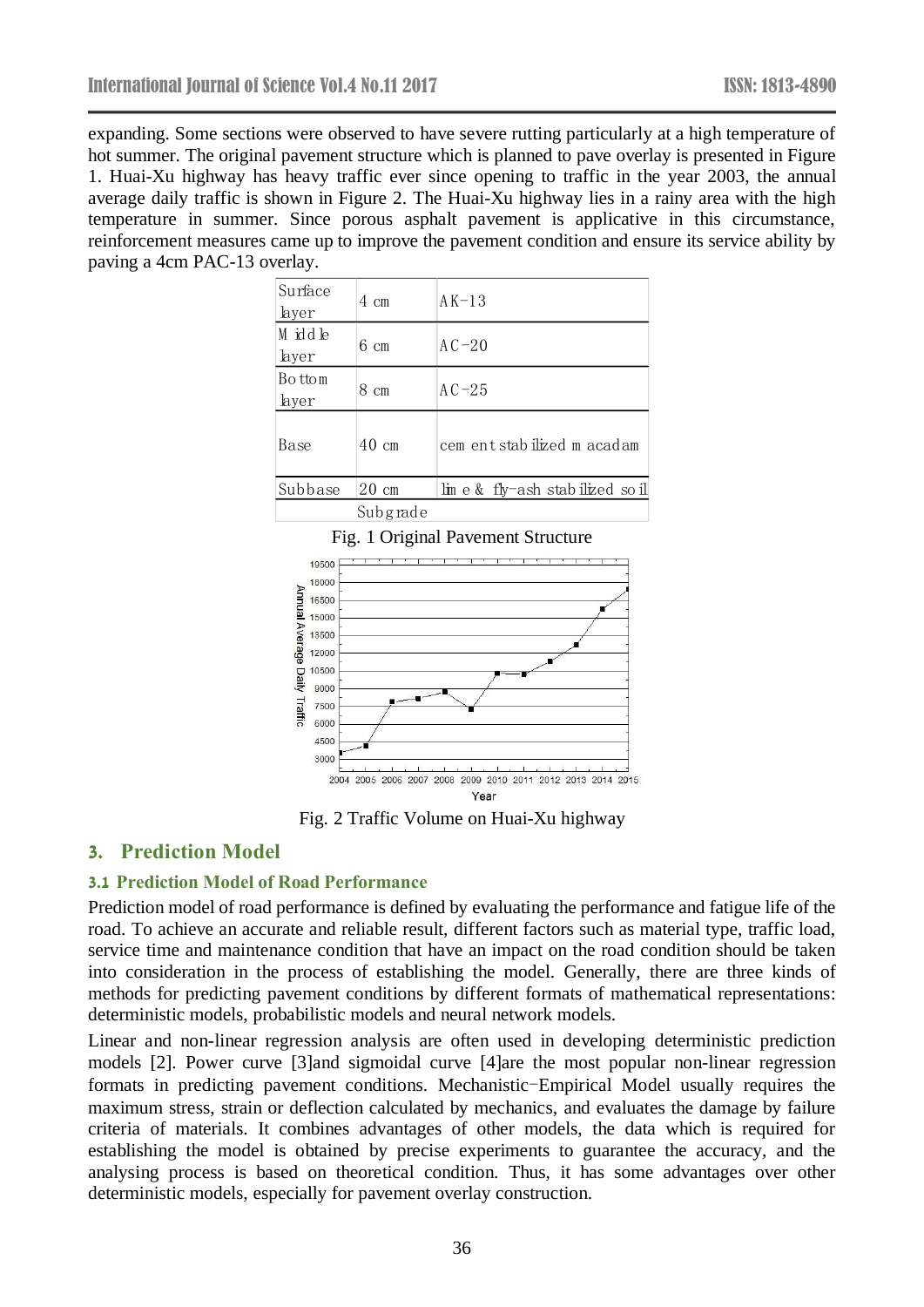expanding. Some sections were observed to have severe rutting particularly at a high temperature of hot summer. The original pavement structure which is planned to pave overlay is presented in Figure 1. Huai-Xu highway has heavy traffic ever since opening to traffic in the year 2003, the annual average daily traffic is shown in Figure 2. The Huai-Xu highway lies in a rainy area with the high temperature in summer. Since porous asphalt pavement is applicative in this circumstance, reinforcement measures came up to improve the pavement condition and ensure its service ability by paving a 4cm PAC-13 overlay.

| Surface layer | 4 cm | AK-13 |
|---|---|---|
| Middle layer | 6 cm | AC-20 |
| Bottom layer | 8 cm | AC-25 |
| Base | 40 cm | cement stabilized macadam |
| Subbase | 20 cm | lime & fly-ash stabilized soil |
| Subgrade | | |

Fig. 1 Original Pavement Structure

Fig. 2 Traffic Volume on Huai-Xu highway

## 3. Prediction Model

### 3.1 Prediction Model of Road Performance

Prediction model of road performance is defined by evaluating the performance and fatigue life of the road. To achieve an accurate and reliable result, different factors such as material type, traffic load, service time and maintenance condition that have an impact on the road condition should be taken into consideration in the process of establishing the model. Generally, there are three kinds of methods for predicting pavement conditions by different formats of mathematical representations: deterministic models, probabilistic models and neural network models.

Linear and non-linear regression analysis are often used in developing deterministic prediction models [2]. Power curve [3]and sigmoidal curve [4]are the most popular non-linear regression formats in predicting pavement conditions. Mechanistic−Empirical Model usually requires the maximum stress, strain or deflection calculated by mechanics, and evaluates the damage by failure criteria of materials. It combines advantages of other models, the data which is required for establishing the model is obtained by precise experiments to guarantee the accuracy, and the analysing process is based on theoretical condition. Thus, it has some advantages over other deterministic models, especially for pavement overlay construction.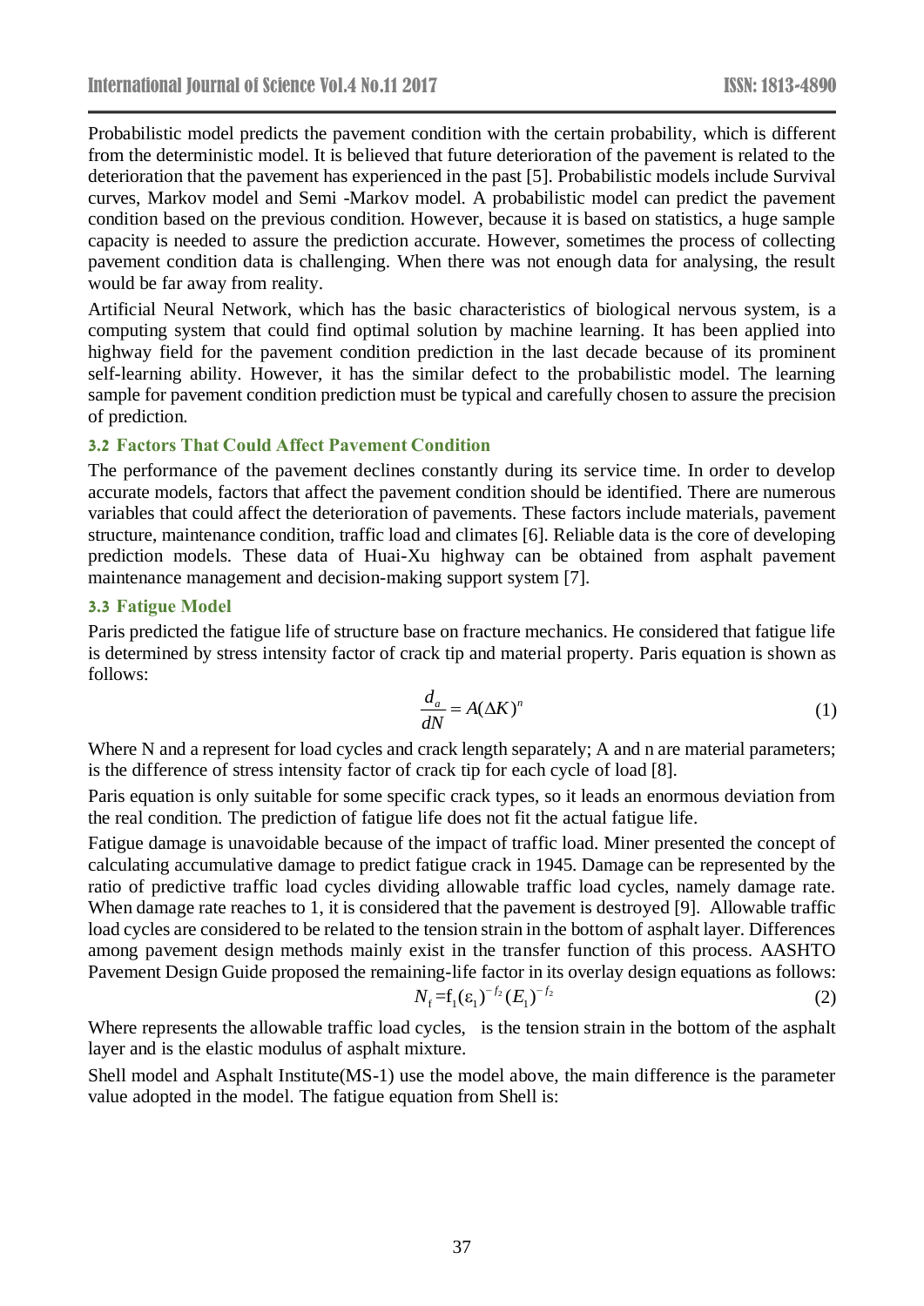Probabilistic model predicts the pavement condition with the certain probability, which is different from the deterministic model. It is believed that future deterioration of the pavement is related to the deterioration that the pavement has experienced in the past [5]. Probabilistic models include Survival curves, Markov model and Semi -Markov model. A probabilistic model can predict the pavement condition based on the previous condition. However, because it is based on statistics, a huge sample capacity is needed to assure the prediction accurate. However, sometimes the process of collecting pavement condition data is challenging. When there was not enough data for analysing, the result would be far away from reality.

Artificial Neural Network, which has the basic characteristics of biological nervous system, is a computing system that could find optimal solution by machine learning. It has been applied into highway field for the pavement condition prediction in the last decade because of its prominent self-learning ability. However, it has the similar defect to the probabilistic model. The learning sample for pavement condition prediction must be typical and carefully chosen to assure the precision of prediction.

### 3.2 Factors That Could Affect Pavement Condition

The performance of the pavement declines constantly during its service time. In order to develop accurate models, factors that affect the pavement condition should be identified. There are numerous variables that could affect the deterioration of pavements. These factors include materials, pavement structure, maintenance condition, traffic load and climates [6]. Reliable data is the core of developing prediction models. These data of Huai-Xu highway can be obtained from asphalt pavement maintenance management and decision-making support system [7].

### 3.3 Fatigue Model

Paris predicted the fatigue life of structure base on fracture mechanics. He considered that fatigue life is determined by stress intensity factor of crack tip and material property. Paris equation is shown as follows:

$$\frac{d_a}{dN} = A(\Delta K)^n \tag{1}$$

Where N and a represent for load cycles and crack length separately; A and n are material parameters; is the difference of stress intensity factor of crack tip for each cycle of load [8].

Paris equation is only suitable for some specific crack types, so it leads an enormous deviation from the real condition. The prediction of fatigue life does not fit the actual fatigue life.

Fatigue damage is unavoidable because of the impact of traffic load. Miner presented the concept of calculating accumulative damage to predict fatigue crack in 1945. Damage can be represented by the ratio of predictive traffic load cycles dividing allowable traffic load cycles, namely damage rate. When damage rate reaches to 1, it is considered that the pavement is destroyed [9]. Allowable traffic load cycles are considered to be related to the tension strain in the bottom of asphalt layer. Differences among pavement design methods mainly exist in the transfer function of this process. AASHTO Pavement Design Guide proposed the remaining-life factor in its overlay design equations as follows:

$$N_f = f_1(\varepsilon_1)^{-f_2}(E_1)^{-f_2} \tag{2}$$

Where represents the allowable traffic load cycles, is the tension strain in the bottom of the asphalt layer and is the elastic modulus of asphalt mixture.

Shell model and Asphalt Institute(MS-1) use the model above, the main difference is the parameter value adopted in the model. The fatigue equation from Shell is: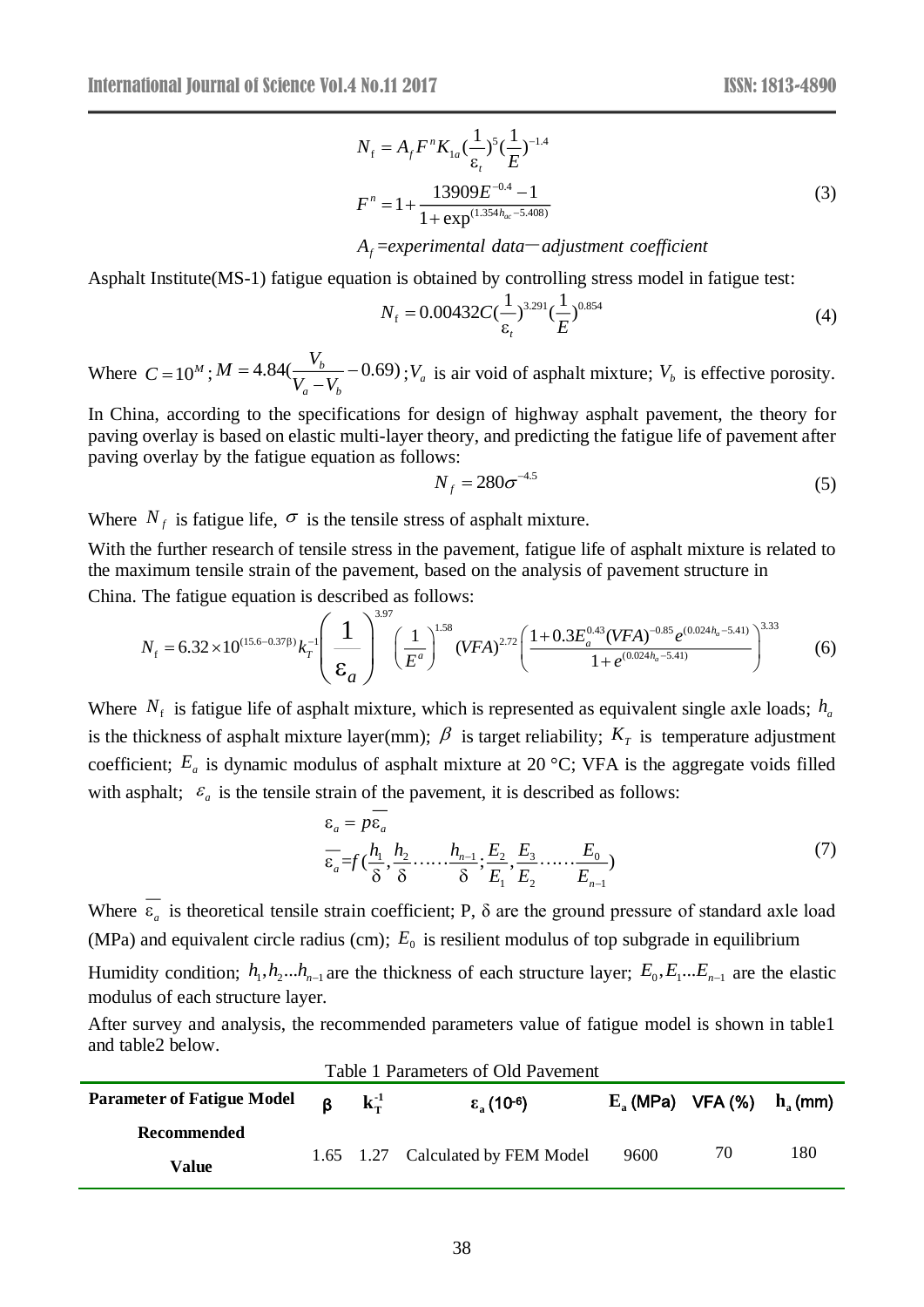$$N_{\mathrm{f}} = A_f F^n K_{1a} (\frac{1}{\varepsilon_t})^5 (\frac{1}{E})^{-1.4}$$

$$F^n = 1 + \frac{13909E^{-0.4} - 1}{1 + \exp^{(1.354h_{ac} - 5.408)}} \tag{3}$$

$$A_f = experimental\ data - adjustment\ coefficient$$

Asphalt Institute(MS-1) fatigue equation is obtained by controlling stress model in fatigue test:

$$N_{\mathrm{f}} = 0.00432C(\frac{1}{\varepsilon_t})^{3.291}(\frac{1}{E})^{0.854} \tag{4}$$

Where $C = 10^M$; $M = 4.84(\frac{V_b}{V_a - V_b} - 0.69)$; $V_a$ is air void of asphalt mixture; $V_b$ is effective porosity.

In China, according to the specifications for design of highway asphalt pavement, the theory for paving overlay is based on elastic multi-layer theory, and predicting the fatigue life of pavement after paving overlay by the fatigue equation as follows:

$$N_f = 280\sigma^{-4.5} \tag{5}$$

Where $N_f$ is fatigue life, $\sigma$ is the tensile stress of asphalt mixture.

With the further research of tensile stress in the pavement, fatigue life of asphalt mixture is related to the maximum tensile strain of the pavement, based on the analysis of pavement structure in China. The fatigue equation is described as follows:

$$N_{\mathrm{f}} = 6.32 \times 10^{(15.6 - 0.37\beta)} k_T^{-1} \left( \frac{1}{\varepsilon_a} \right)^{3.97} \left( \frac{1}{E^a} \right)^{1.58} (VFA)^{2.72} \left( \frac{1 + 0.3E_a^{0.43}(VFA)^{-0.85} e^{(0.024h_a - 5.41)}}{1 + e^{(0.024h_a - 5.41)}} \right)^{3.33} \tag{6}$$

Where $N_{\mathrm{f}}$ is fatigue life of asphalt mixture, which is represented as equivalent single axle loads; $h_a$ is the thickness of asphalt mixture layer(mm); $\beta$ is target reliability; $K_T$ is temperature adjustment coefficient; $E_a$ is dynamic modulus of asphalt mixture at 20 °C; VFA is the aggregate voids filled with asphalt; $\varepsilon_a$ is the tensile strain of the pavement, it is described as follows:

$$\varepsilon_a = p\overline{\varepsilon_a}$$

$$\overline{\varepsilon_a} = f(\frac{h_1}{\delta}, \frac{h_2}{\delta} \ldots\ldots \frac{h_{n-1}}{\delta}; \frac{E_2}{E_1}, \frac{E_3}{E_2} \ldots\ldots \frac{E_0}{E_{n-1}}) \tag{7}$$

Where $\overline{\varepsilon_a}$ is theoretical tensile strain coefficient; P, δ are the ground pressure of standard axle load (MPa) and equivalent circle radius (cm); $E_0$ is resilient modulus of top subgrade in equilibrium Humidity condition; $h_1, h_2 \ldots h_{n-1}$ are the thickness of each structure layer; $E_0, E_1 \ldots E_{n-1}$ are the elastic modulus of each structure layer.

After survey and analysis, the recommended parameters value of fatigue model is shown in table1 and table2 below.

Table 1 Parameters of Old Pavement

| Parameter of Fatigue Model | β | $k_T^{-1}$ | $\varepsilon_a$ ($10^{-6}$) | $E_a$ (MPa) | VFA (%) | $h_a$ (mm) |
|---|---|---|---|---|---|---|
| Recommended Value | 1.65 | 1.27 | Calculated by FEM Model | 9600 | 70 | 180 |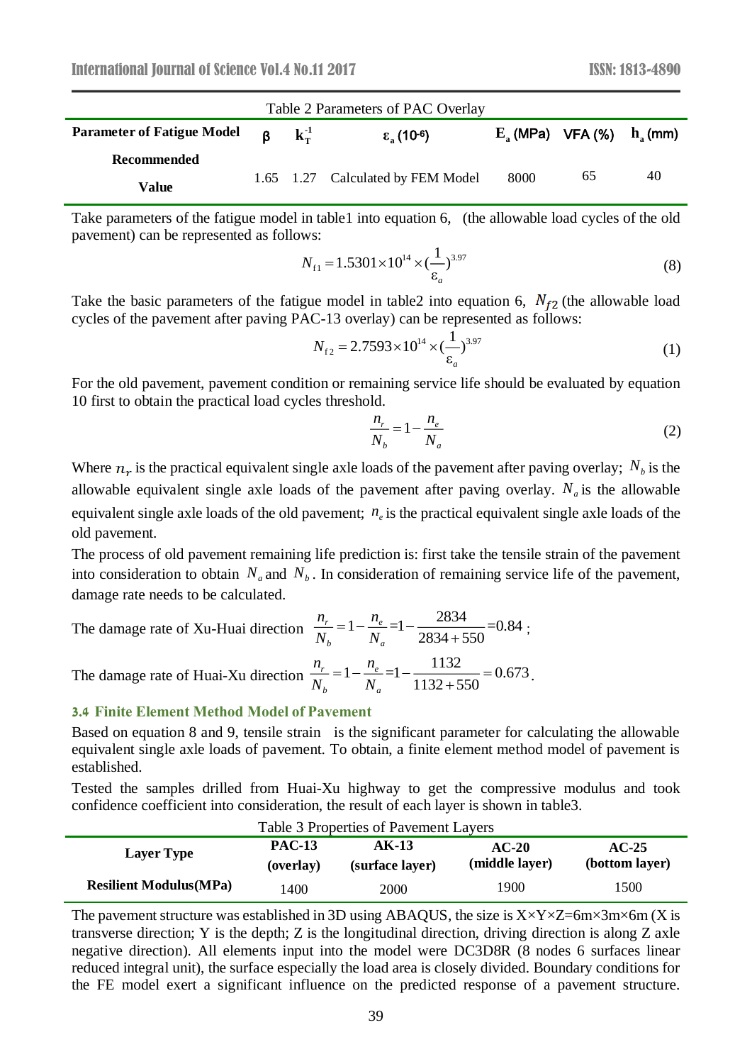Table 2 Parameters of PAC Overlay

| Parameter of Fatigue Model | β | $k_T^{-1}$ | $\varepsilon_a$ ($10^{-6}$) | $E_a$ (MPa) | VFA (%) | $h_a$ (mm) |
|---|---|---|---|---|---|---|
| Recommended Value | 1.65 | 1.27 | Calculated by FEM Model | 8000 | 65 | 40 |

Take parameters of the fatigue model in table1 into equation 6, (the allowable load cycles of the old pavement) can be represented as follows:

$$N_{f1} = 1.5301 \times 10^{14} \times (\frac{1}{\varepsilon_a})^{3.97} \tag{8}$$

Take the basic parameters of the fatigue model in table2 into equation 6, $N_{f2}$ (the allowable load cycles of the pavement after paving PAC-13 overlay) can be represented as follows:

$$N_{f2} = 2.7593 \times 10^{14} \times (\frac{1}{\varepsilon_a})^{3.97} \tag{1}$$

For the old pavement, pavement condition or remaining service life should be evaluated by equation 10 first to obtain the practical load cycles threshold.

$$\frac{n_r}{N_b} = 1 - \frac{n_e}{N_a} \tag{2}$$

Where $n_r$ is the practical equivalent single axle loads of the pavement after paving overlay; $N_b$ is the allowable equivalent single axle loads of the pavement after paving overlay. $N_a$ is the allowable equivalent single axle loads of the old pavement; $n_e$ is the practical equivalent single axle loads of the old pavement.

The process of old pavement remaining life prediction is: first take the tensile strain of the pavement into consideration to obtain $N_a$ and $N_b$. In consideration of remaining service life of the pavement, damage rate needs to be calculated.

The damage rate of Xu-Huai direction $\frac{n_r}{N_b} = 1 - \frac{n_e}{N_a} = 1 - \frac{2834}{2834 + 550} = 0.84$;

The damage rate of Huai-Xu direction $\frac{n_r}{N_b} = 1 - \frac{n_e}{N_a} = 1 - \frac{1132}{1132 + 550} = 0.673$.

### 3.4 Finite Element Method Model of Pavement

Based on equation 8 and 9, tensile strain is the significant parameter for calculating the allowable equivalent single axle loads of pavement. To obtain, a finite element method model of pavement is established.

Tested the samples drilled from Huai-Xu highway to get the compressive modulus and took confidence coefficient into consideration, the result of each layer is shown in table3.

Table 3 Properties of Pavement Layers

| Layer Type | PAC-13 (overlay) | AK-13 (surface layer) | AC-20 (middle layer) | AC-25 (bottom layer) |
|---|---|---|---|---|
| Resilient Modulus(MPa) | 1400 | 2000 | 1900 | 1500 |

The pavement structure was established in 3D using ABAQUS, the size is X×Y×Z=6m×3m×6m (X is transverse direction; Y is the depth; Z is the longitudinal direction, driving direction is along Z axle negative direction). All elements input into the model were DC3D8R (8 nodes 6 surfaces linear reduced integral unit), the surface especially the load area is closely divided. Boundary conditions for the FE model exert a significant influence on the predicted response of a pavement structure.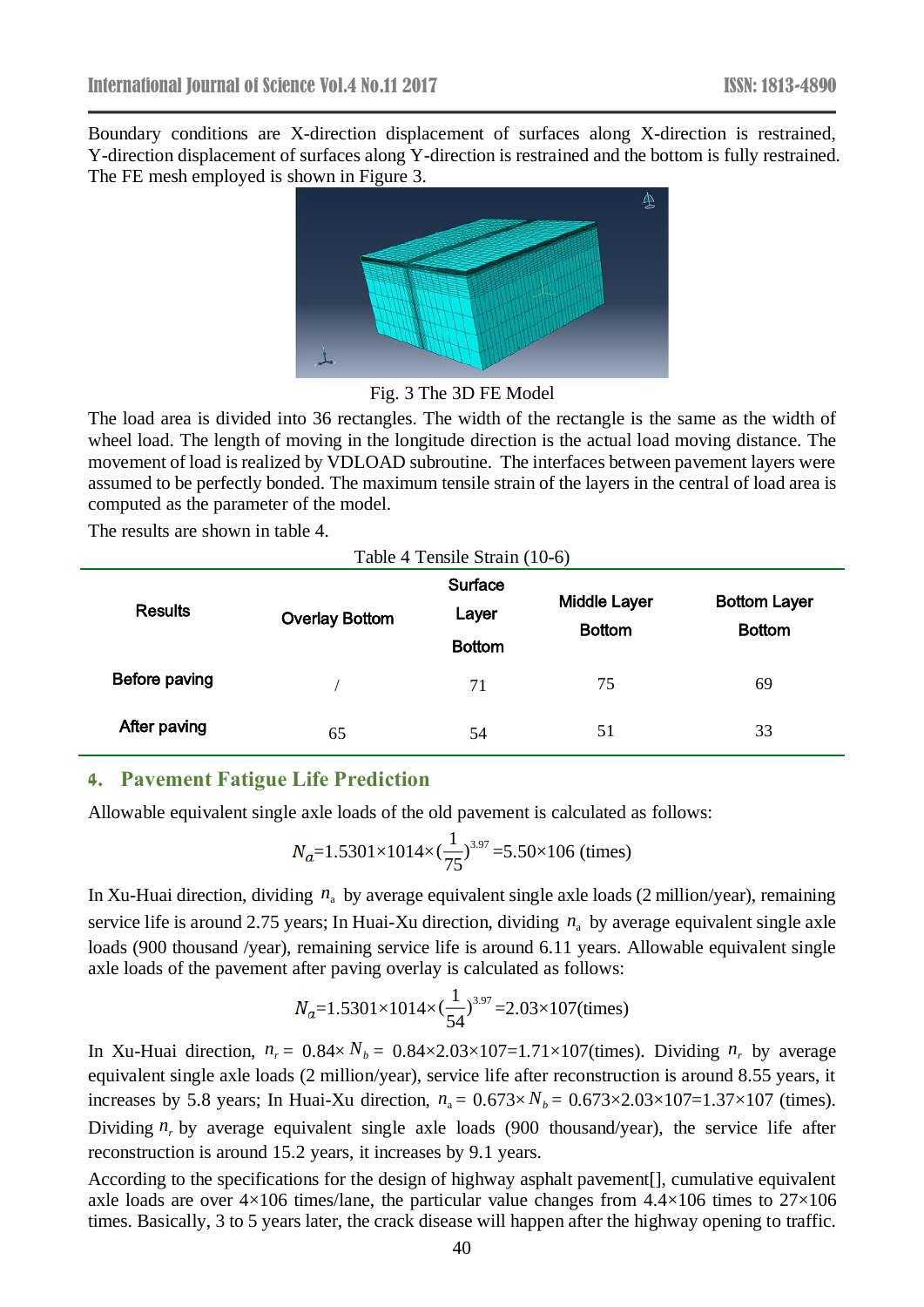Boundary conditions are X-direction displacement of surfaces along X-direction is restrained, Y-direction displacement of surfaces along Y-direction is restrained and the bottom is fully restrained. The FE mesh employed is shown in Figure 3.

Fig. 3 The 3D FE Model

The load area is divided into 36 rectangles. The width of the rectangle is the same as the width of wheel load. The length of moving in the longitude direction is the actual load moving distance. The movement of load is realized by VDLOAD subroutine. The interfaces between pavement layers were assumed to be perfectly bonded. The maximum tensile strain of the layers in the central of load area is computed as the parameter of the model.

The results are shown in table 4.

Table 4 Tensile Strain (10-6)

| Results | Overlay Bottom | Surface Layer Bottom | Middle Layer Bottom | Bottom Layer Bottom |
|---|---|---|---|---|
| Before paving | / | 71 | 75 | 69 |
| After paving | 65 | 54 | 51 | 33 |

## 4. Pavement Fatigue Life Prediction

Allowable equivalent single axle loads of the old pavement is calculated as follows:

$$N_a=1.5301\times1014\times(\frac{1}{75})^{3.97}=5.50\times106 \text{ (times)}$$

In Xu-Huai direction, dividing $n_a$ by average equivalent single axle loads (2 million/year), remaining service life is around 2.75 years; In Huai-Xu direction, dividing $n_a$ by average equivalent single axle loads (900 thousand /year), remaining service life is around 6.11 years. Allowable equivalent single axle loads of the pavement after paving overlay is calculated as follows:

$$N_a=1.5301\times1014\times(\frac{1}{54})^{3.97}=2.03\times107\text{(times)}$$

In Xu-Huai direction, $n_r=0.84\times N_b=0.84\times2.03\times107=1.71\times107$(times). Dividing $n_r$ by average equivalent single axle loads (2 million/year), service life after reconstruction is around 8.55 years, it increases by 5.8 years; In Huai-Xu direction, $n_a=0.673\times N_b=0.673\times2.03\times107=1.37\times107$ (times). Dividing $n_r$ by average equivalent single axle loads (900 thousand/year), the service life after reconstruction is around 15.2 years, it increases by 9.1 years.

According to the specifications for the design of highway asphalt pavement[], cumulative equivalent axle loads are over 4×106 times/lane, the particular value changes from 4.4×106 times to 27×106 times. Basically, 3 to 5 years later, the crack disease will happen after the highway opening to traffic.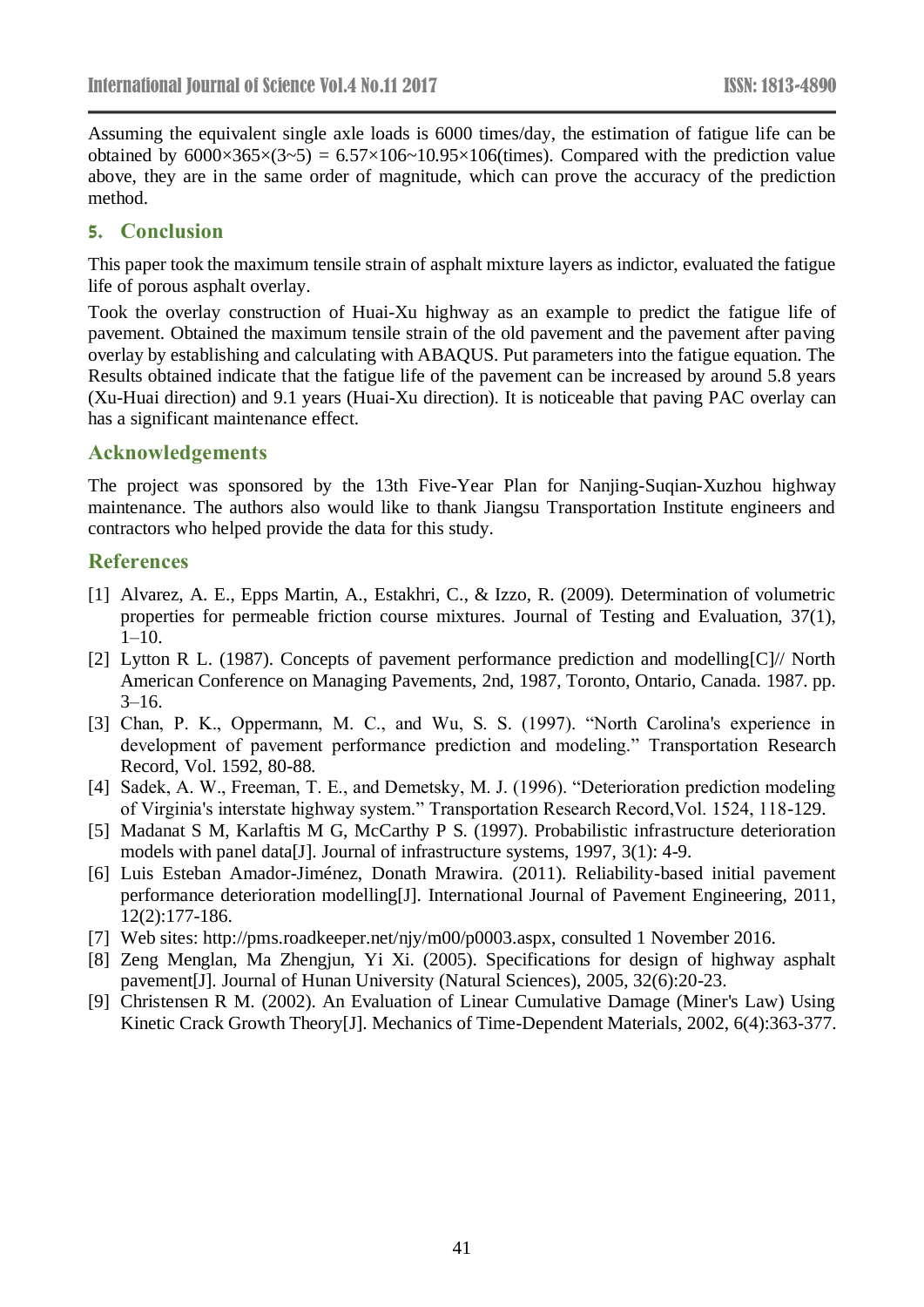Assuming the equivalent single axle loads is 6000 times/day, the estimation of fatigue life can be obtained by 6000×365×(3~5) = 6.57×106~10.95×106(times). Compared with the prediction value above, they are in the same order of magnitude, which can prove the accuracy of the prediction method.

## 5. Conclusion

This paper took the maximum tensile strain of asphalt mixture layers as indictor, evaluated the fatigue life of porous asphalt overlay.

Took the overlay construction of Huai-Xu highway as an example to predict the fatigue life of pavement. Obtained the maximum tensile strain of the old pavement and the pavement after paving overlay by establishing and calculating with ABAQUS. Put parameters into the fatigue equation. The Results obtained indicate that the fatigue life of the pavement can be increased by around 5.8 years (Xu-Huai direction) and 9.1 years (Huai-Xu direction). It is noticeable that paving PAC overlay can has a significant maintenance effect.

## Acknowledgements

The project was sponsored by the 13th Five-Year Plan for Nanjing-Suqian-Xuzhou highway maintenance. The authors also would like to thank Jiangsu Transportation Institute engineers and contractors who helped provide the data for this study.

## References

[1] Alvarez, A. E., Epps Martin, A., Estakhri, C., & Izzo, R. (2009). Determination of volumetric properties for permeable friction course mixtures. Journal of Testing and Evaluation, 37(1), 1–10.

[2] Lytton R L. (1987). Concepts of pavement performance prediction and modelling[C]// North American Conference on Managing Pavements, 2nd, 1987, Toronto, Ontario, Canada. 1987. pp. 3–16.

[3] Chan, P. K., Oppermann, M. C., and Wu, S. S. (1997). "North Carolina's experience in development of pavement performance prediction and modeling." Transportation Research Record, Vol. 1592, 80-88.

[4] Sadek, A. W., Freeman, T. E., and Demetsky, M. J. (1996). "Deterioration prediction modeling of Virginia's interstate highway system." Transportation Research Record,Vol. 1524, 118-129.

[5] Madanat S M, Karlaftis M G, McCarthy P S. (1997). Probabilistic infrastructure deterioration models with panel data[J]. Journal of infrastructure systems, 1997, 3(1): 4-9.

[6] Luis Esteban Amador-Jiménez, Donath Mrawira. (2011). Reliability-based initial pavement performance deterioration modelling[J]. International Journal of Pavement Engineering, 2011, 12(2):177-186.

[7] Web sites: http://pms.roadkeeper.net/njy/m00/p0003.aspx, consulted 1 November 2016.

[8] Zeng Menglan, Ma Zhengjun, Yi Xi. (2005). Specifications for design of highway asphalt pavement[J]. Journal of Hunan University (Natural Sciences), 2005, 32(6):20-23.

[9] Christensen R M. (2002). An Evaluation of Linear Cumulative Damage (Miner's Law) Using Kinetic Crack Growth Theory[J]. Mechanics of Time-Dependent Materials, 2002, 6(4):363-377.